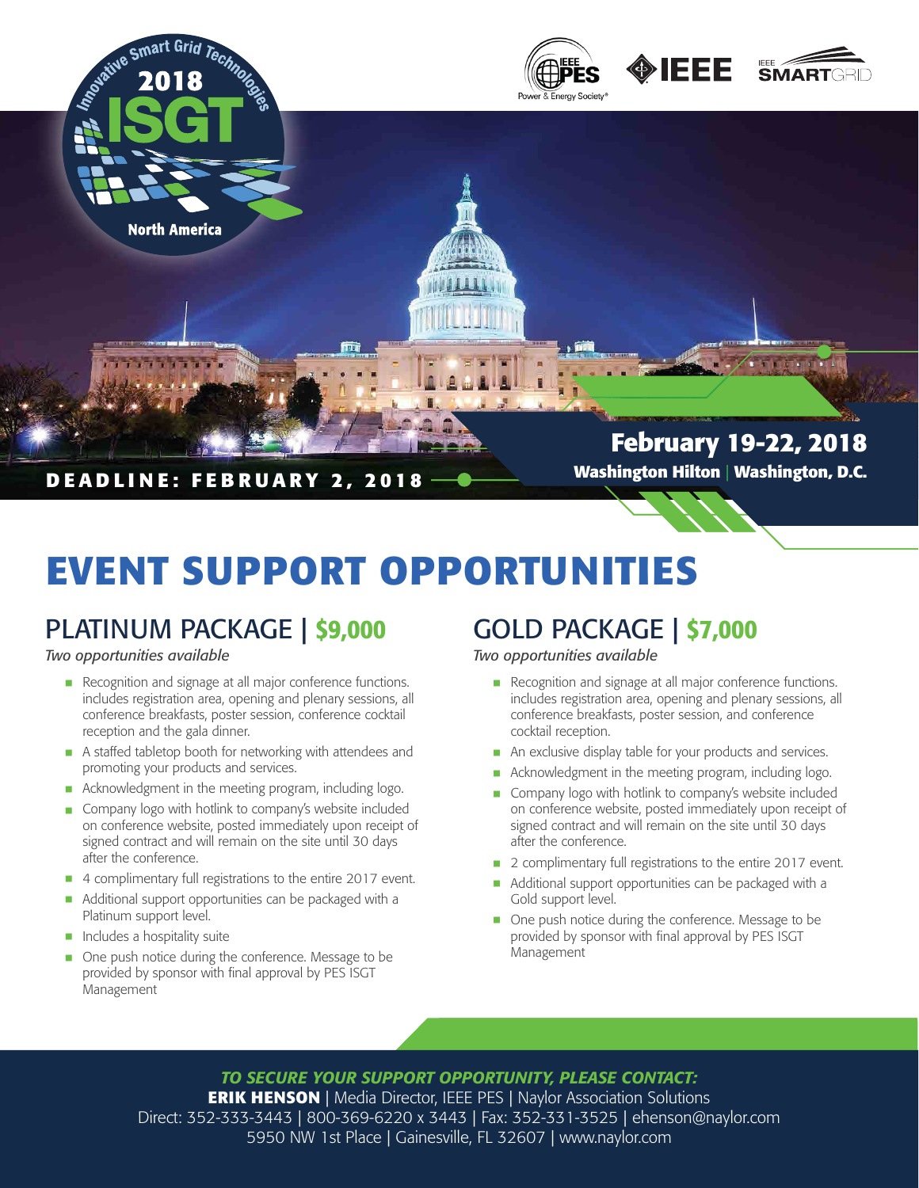Innovative Smart Grid Technologies
2018
ISGT
North America

IEEE PES Power & Energy Society® | IEEE | IEEE SMARTGRID

**February 19-22, 2018**
**Washington Hilton | Washington, D.C.**

**DEADLINE: FEBRUARY 2, 2018**

# EVENT SUPPORT OPPORTUNITIES

## PLATINUM PACKAGE | $9,000

*Two opportunities available*

- Recognition and signage at all major conference functions. includes registration area, opening and plenary sessions, all conference breakfasts, poster session, conference cocktail reception and the gala dinner.
- A staffed tabletop booth for networking with attendees and promoting your products and services.
- Acknowledgment in the meeting program, including logo.
- Company logo with hotlink to company's website included on conference website, posted immediately upon receipt of signed contract and will remain on the site until 30 days after the conference.
- 4 complimentary full registrations to the entire 2017 event.
- Additional support opportunities can be packaged with a Platinum support level.
- Includes a hospitality suite
- One push notice during the conference. Message to be provided by sponsor with final approval by PES ISGT Management

## GOLD PACKAGE | $7,000

*Two opportunities available*

- Recognition and signage at all major conference functions. includes registration area, opening and plenary sessions, all conference breakfasts, poster session, and conference cocktail reception.
- An exclusive display table for your products and services.
- Acknowledgment in the meeting program, including logo.
- Company logo with hotlink to company's website included on conference website, posted immediately upon receipt of signed contract and will remain on the site until 30 days after the conference.
- 2 complimentary full registrations to the entire 2017 event.
- Additional support opportunities can be packaged with a Gold support level.
- One push notice during the conference. Message to be provided by sponsor with final approval by PES ISGT Management

***TO SECURE YOUR SUPPORT OPPORTUNITY, PLEASE CONTACT:***

**ERIK HENSON** | Media Director, IEEE PES | Naylor Association Solutions
Direct: 352-333-3443 | 800-369-6220 x 3443 | Fax: 352-331-3525 | ehenson@naylor.com
5950 NW 1st Place | Gainesville, FL 32607 | www.naylor.com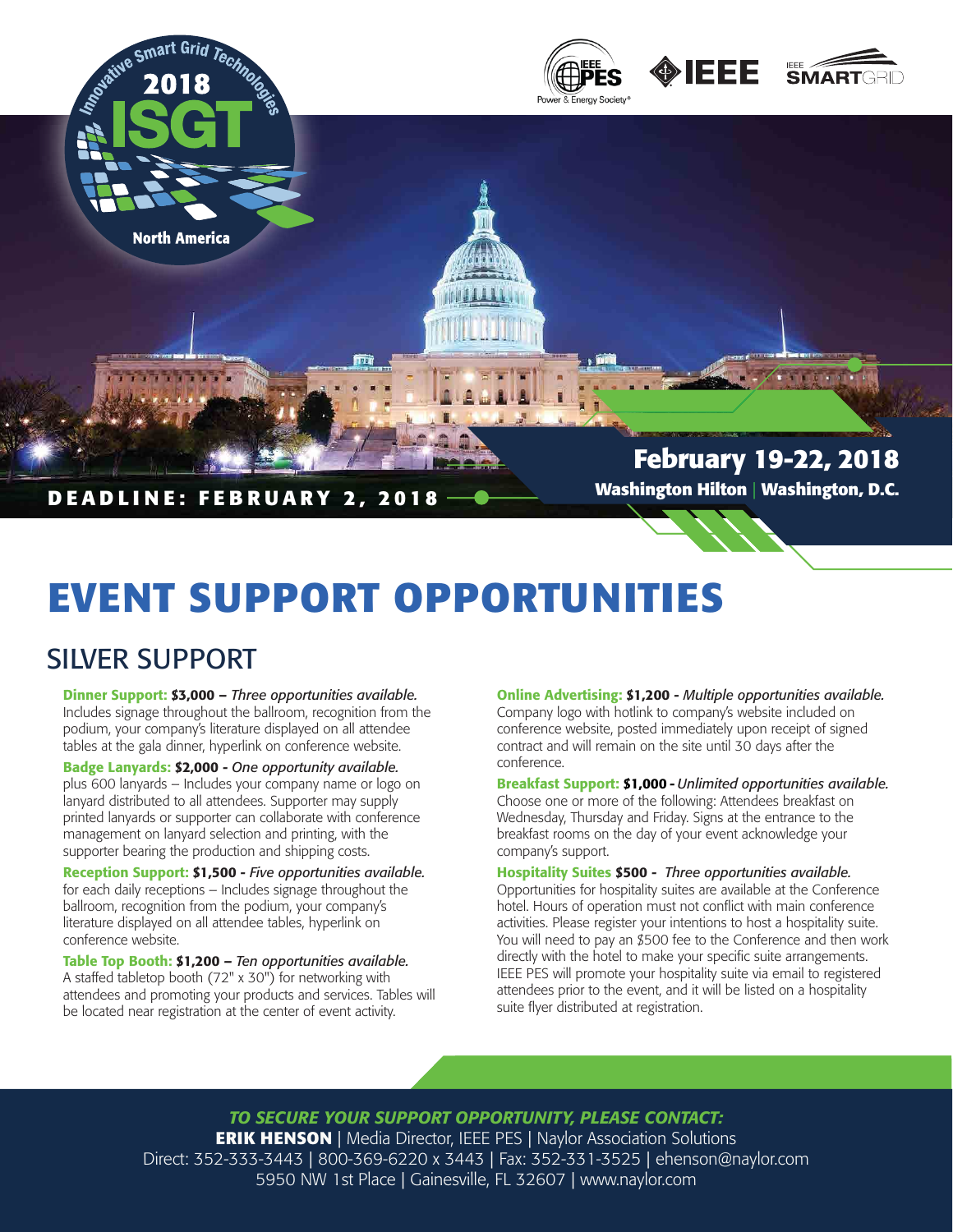Innovative Smart Grid Technologies 2018 ISGT North America

IEEE PES Power & Energy Society® | IEEE | IEEE SMARTGRID

**February 19-22, 2018**
**Washington Hilton | Washington, D.C.**

**DEADLINE: FEBRUARY 2, 2018**

# EVENT SUPPORT OPPORTUNITIES

## SILVER SUPPORT

**Dinner Support: $3,000 –** *Three opportunities available.* Includes signage throughout the ballroom, recognition from the podium, your company's literature displayed on all attendee tables at the gala dinner, hyperlink on conference website.

**Badge Lanyards: $2,000 -** *One opportunity available.* plus 600 lanyards – Includes your company name or logo on lanyard distributed to all attendees. Supporter may supply printed lanyards or supporter can collaborate with conference management on lanyard selection and printing, with the supporter bearing the production and shipping costs.

**Reception Support: $1,500 -** *Five opportunities available.* for each daily receptions – Includes signage throughout the ballroom, recognition from the podium, your company's literature displayed on all attendee tables, hyperlink on conference website.

**Table Top Booth: $1,200 –** *Ten opportunities available.* A staffed tabletop booth (72" x 30") for networking with attendees and promoting your products and services. Tables will be located near registration at the center of event activity.

**Online Advertising: $1,200 -** *Multiple opportunities available.* Company logo with hotlink to company's website included on conference website, posted immediately upon receipt of signed contract and will remain on the site until 30 days after the conference.

**Breakfast Support: $1,000 -** *Unlimited opportunities available.* Choose one or more of the following: Attendees breakfast on Wednesday, Thursday and Friday. Signs at the entrance to the breakfast rooms on the day of your event acknowledge your company's support.

**Hospitality Suites $500 -** *Three opportunities available.* Opportunities for hospitality suites are available at the Conference hotel. Hours of operation must not conflict with main conference activities. Please register your intentions to host a hospitality suite. You will need to pay an $500 fee to the Conference and then work directly with the hotel to make your specific suite arrangements. IEEE PES will promote your hospitality suite via email to registered attendees prior to the event, and it will be listed on a hospitality suite flyer distributed at registration.

***TO SECURE YOUR SUPPORT OPPORTUNITY, PLEASE CONTACT:***

**ERIK HENSON** | Media Director, IEEE PES | Naylor Association Solutions
Direct: 352-333-3443 | 800-369-6220 x 3443 | Fax: 352-331-3525 | ehenson@naylor.com
5950 NW 1st Place | Gainesville, FL 32607 | www.naylor.com